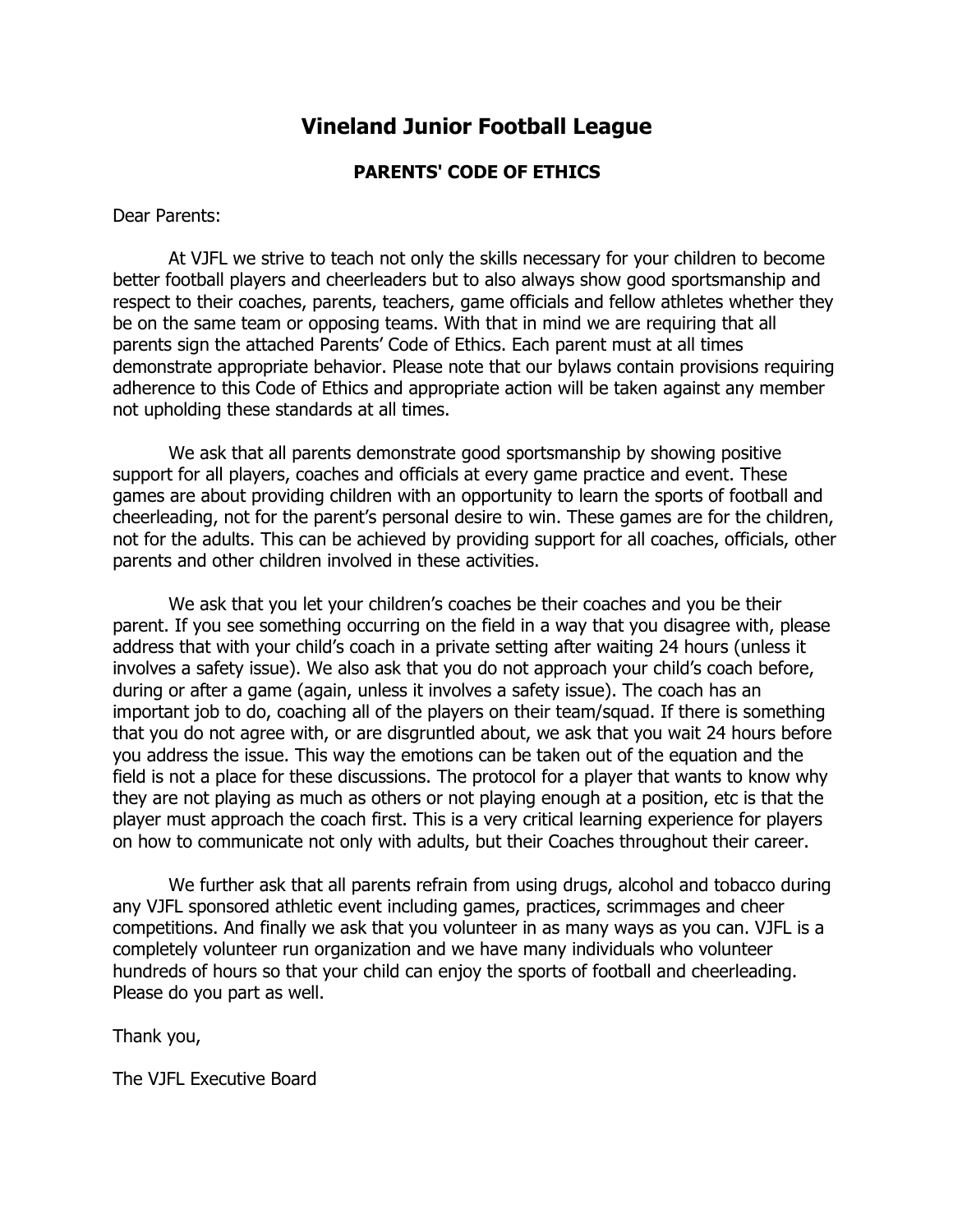# Vineland Junior Football League

## PARENTS' CODE OF ETHICS

Dear Parents:

At VJFL we strive to teach not only the skills necessary for your children to become better football players and cheerleaders but to also always show good sportsmanship and respect to their coaches, parents, teachers, game officials and fellow athletes whether they be on the same team or opposing teams. With that in mind we are requiring that all parents sign the attached Parents' Code of Ethics. Each parent must at all times demonstrate appropriate behavior. Please note that our bylaws contain provisions requiring adherence to this Code of Ethics and appropriate action will be taken against any member not upholding these standards at all times.

We ask that all parents demonstrate good sportsmanship by showing positive support for all players, coaches and officials at every game practice and event. These games are about providing children with an opportunity to learn the sports of football and cheerleading, not for the parent's personal desire to win. These games are for the children, not for the adults. This can be achieved by providing support for all coaches, officials, other parents and other children involved in these activities.

We ask that you let your children's coaches be their coaches and you be their parent. If you see something occurring on the field in a way that you disagree with, please address that with your child's coach in a private setting after waiting 24 hours (unless it involves a safety issue). We also ask that you do not approach your child's coach before, during or after a game (again, unless it involves a safety issue). The coach has an important job to do, coaching all of the players on their team/squad. If there is something that you do not agree with, or are disgruntled about, we ask that you wait 24 hours before you address the issue. This way the emotions can be taken out of the equation and the field is not a place for these discussions. The protocol for a player that wants to know why they are not playing as much as others or not playing enough at a position, etc is that the player must approach the coach first. This is a very critical learning experience for players on how to communicate not only with adults, but their Coaches throughout their career.

We further ask that all parents refrain from using drugs, alcohol and tobacco during any VJFL sponsored athletic event including games, practices, scrimmages and cheer competitions. And finally we ask that you volunteer in as many ways as you can. VJFL is a completely volunteer run organization and we have many individuals who volunteer hundreds of hours so that your child can enjoy the sports of football and cheerleading. Please do you part as well.

Thank you,

The VJFL Executive Board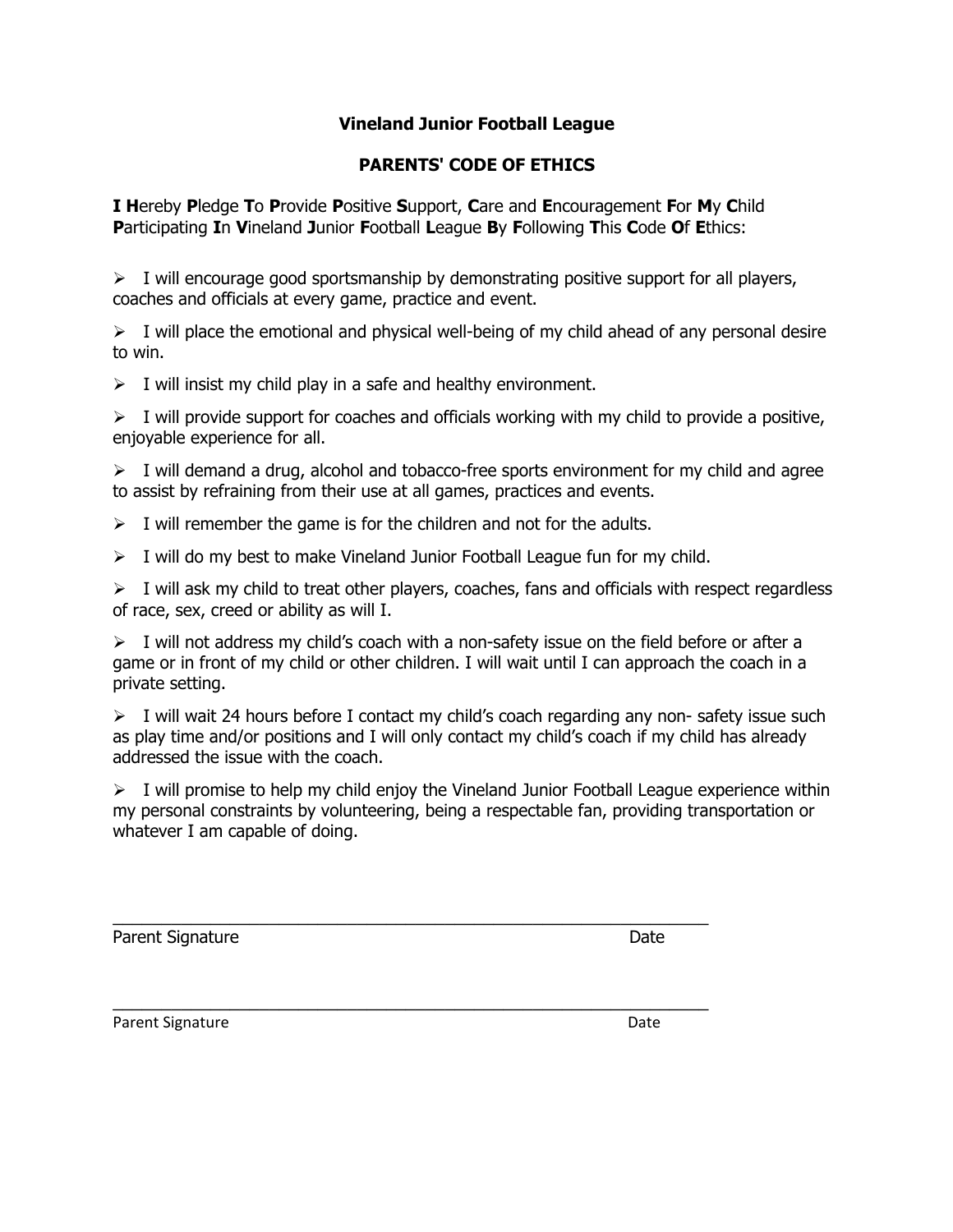**Vineland Junior Football League**

**PARENTS' CODE OF ETHICS**

**I H**ereby **P**ledge **T**o **P**rovide **P**ositive **S**upport, **C**are and **E**ncouragement **F**or **M**y **C**hild **P**articipating **I**n **V**ineland **J**unior **F**ootball **L**eague **B**y **F**ollowing **T**his **C**ode **O**f **E**thics:

- I will encourage good sportsmanship by demonstrating positive support for all players, coaches and officials at every game, practice and event.
- I will place the emotional and physical well-being of my child ahead of any personal desire to win.
- I will insist my child play in a safe and healthy environment.
- I will provide support for coaches and officials working with my child to provide a positive, enjoyable experience for all.
- I will demand a drug, alcohol and tobacco-free sports environment for my child and agree to assist by refraining from their use at all games, practices and events.
- I will remember the game is for the children and not for the adults.
- I will do my best to make Vineland Junior Football League fun for my child.
- I will ask my child to treat other players, coaches, fans and officials with respect regardless of race, sex, creed or ability as will I.
- I will not address my child's coach with a non-safety issue on the field before or after a game or in front of my child or other children. I will wait until I can approach the coach in a private setting.
- I will wait 24 hours before I contact my child's coach regarding any non- safety issue such as play time and/or positions and I will only contact my child's coach if my child has already addressed the issue with the coach.
- I will promise to help my child enjoy the Vineland Junior Football League experience within my personal constraints by volunteering, being a respectable fan, providing transportation or whatever I am capable of doing.

\_\_\_\_\_\_\_\_\_\_\_\_\_\_\_\_\_\_\_\_\_\_\_\_\_\_\_\_\_\_\_\_\_\_\_\_\_\_\_\_\_\_\_\_\_\_\_\_\_\_\_\_\_\_\_\_\_\_\_\_

Parent Signature Date

\_\_\_\_\_\_\_\_\_\_\_\_\_\_\_\_\_\_\_\_\_\_\_\_\_\_\_\_\_\_\_\_\_\_\_\_\_\_\_\_\_\_\_\_\_\_\_\_\_\_\_\_\_\_\_\_\_\_\_\_

Parent Signature Date